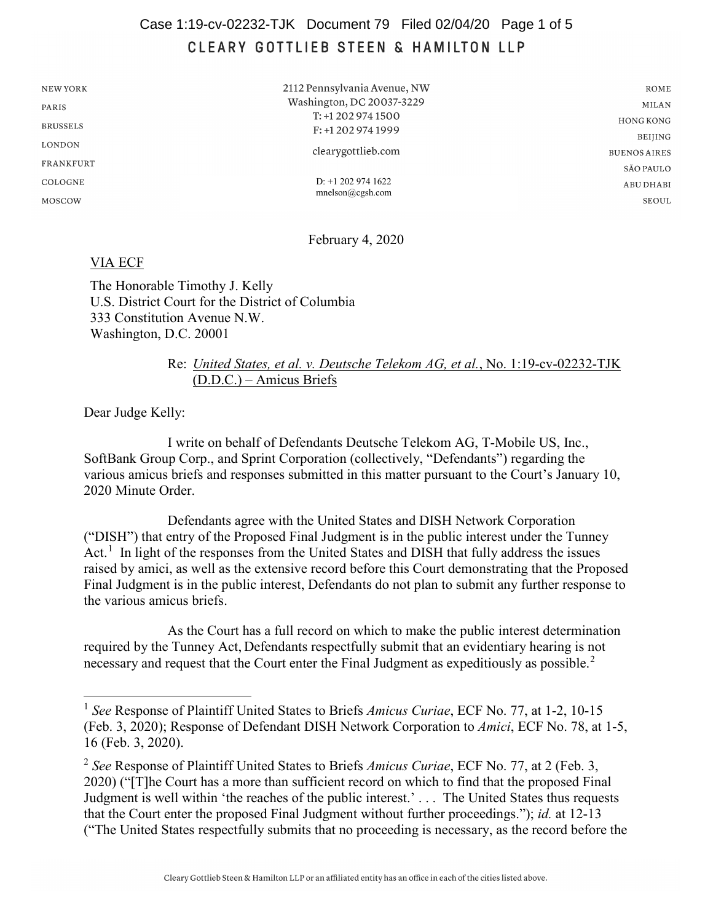# CLEARY GOTTLIEB STEEN & HAMILTON LLP

NEW YORK
PARIS
BRUSSELS
LONDON
FRANKFURT
COLOGNE
MOSCOW

2112 Pennsylvania Avenue, NW
Washington, DC 20037-3229
T: +1 202 974 1500
F: +1 202 974 1999
clearygottlieb.com

D: +1 202 974 1622
mnelson@cgsh.com

ROME
MILAN
HONG KONG
BEIJING
BUENOS AIRES
SÃO PAULO
ABU DHABI
SEOUL

February 4, 2020

VIA ECF

The Honorable Timothy J. Kelly
U.S. District Court for the District of Columbia
333 Constitution Avenue N.W.
Washington, D.C. 20001

Re: *United States, et al. v. Deutsche Telekom AG, et al.*, No. 1:19-cv-02232-TJK (D.D.C.) – Amicus Briefs

Dear Judge Kelly:

I write on behalf of Defendants Deutsche Telekom AG, T-Mobile US, Inc., SoftBank Group Corp., and Sprint Corporation (collectively, "Defendants") regarding the various amicus briefs and responses submitted in this matter pursuant to the Court's January 10, 2020 Minute Order.

Defendants agree with the United States and DISH Network Corporation ("DISH") that entry of the Proposed Final Judgment is in the public interest under the Tunney Act.[1] In light of the responses from the United States and DISH that fully address the issues raised by amici, as well as the extensive record before this Court demonstrating that the Proposed Final Judgment is in the public interest, Defendants do not plan to submit any further response to the various amicus briefs.

As the Court has a full record on which to make the public interest determination required by the Tunney Act, Defendants respectfully submit that an evidentiary hearing is not necessary and request that the Court enter the Final Judgment as expeditiously as possible.[2]

---

[1] *See* Response of Plaintiff United States to Briefs *Amicus Curiae*, ECF No. 77, at 1-2, 10-15 (Feb. 3, 2020); Response of Defendant DISH Network Corporation to *Amici*, ECF No. 78, at 1-5, 16 (Feb. 3, 2020).

[2] *See* Response of Plaintiff United States to Briefs *Amicus Curiae*, ECF No. 77, at 2 (Feb. 3, 2020) ("[T]he Court has a more than sufficient record on which to find that the proposed Final Judgment is well within 'the reaches of the public interest.' . . . The United States thus requests that the Court enter the proposed Final Judgment without further proceedings."); *id.* at 12-13 ("The United States respectfully submits that no proceeding is necessary, as the record before the

Cleary Gottlieb Steen & Hamilton LLP or an affiliated entity has an office in each of the cities listed above.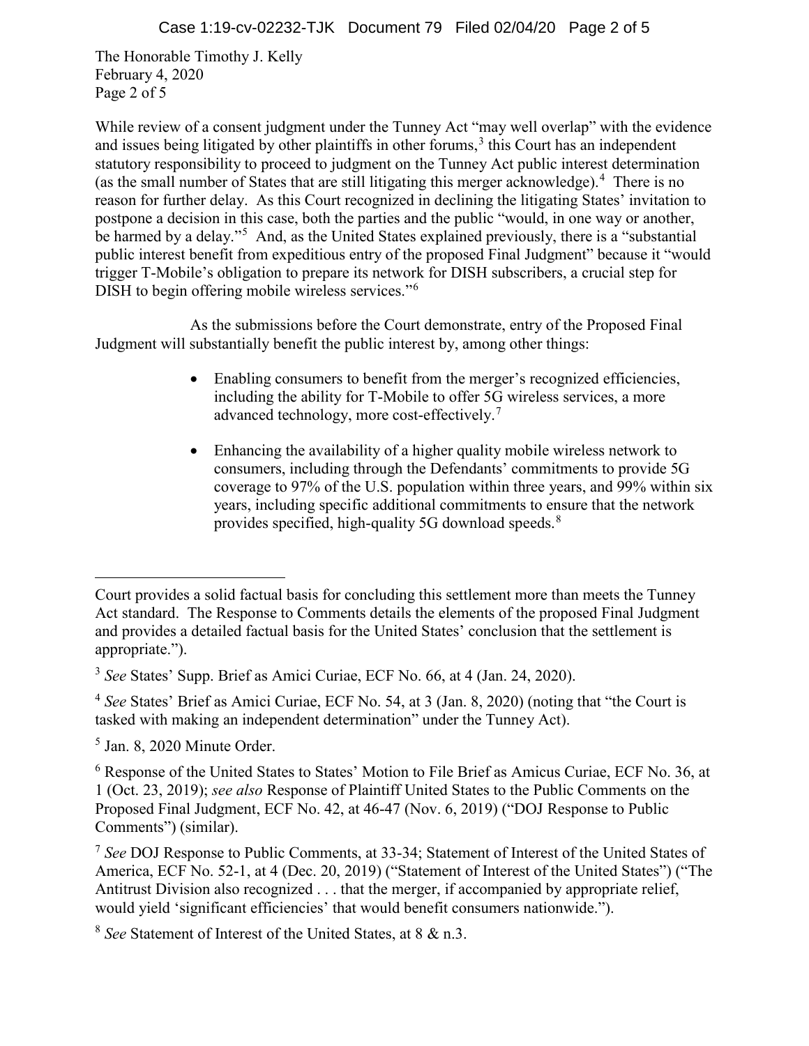The Honorable Timothy J. Kelly
February 4, 2020
Page 2 of 5

While review of a consent judgment under the Tunney Act "may well overlap" with the evidence and issues being litigated by other plaintiffs in other forums,[3] this Court has an independent statutory responsibility to proceed to judgment on the Tunney Act public interest determination (as the small number of States that are still litigating this merger acknowledge).[4] There is no reason for further delay. As this Court recognized in declining the litigating States' invitation to postpone a decision in this case, both the parties and the public "would, in one way or another, be harmed by a delay."[5] And, as the United States explained previously, there is a "substantial public interest benefit from expeditious entry of the proposed Final Judgment" because it "would trigger T-Mobile's obligation to prepare its network for DISH subscribers, a crucial step for DISH to begin offering mobile wireless services."[6]

As the submissions before the Court demonstrate, entry of the Proposed Final Judgment will substantially benefit the public interest by, among other things:

- Enabling consumers to benefit from the merger's recognized efficiencies, including the ability for T-Mobile to offer 5G wireless services, a more advanced technology, more cost-effectively.[7]

- Enhancing the availability of a higher quality mobile wireless network to consumers, including through the Defendants' commitments to provide 5G coverage to 97% of the U.S. population within three years, and 99% within six years, including specific additional commitments to ensure that the network provides specified, high-quality 5G download speeds.[8]

---

Court provides a solid factual basis for concluding this settlement more than meets the Tunney Act standard. The Response to Comments details the elements of the proposed Final Judgment and provides a detailed factual basis for the United States' conclusion that the settlement is appropriate.").

[3] *See* States' Supp. Brief as Amici Curiae, ECF No. 66, at 4 (Jan. 24, 2020).

[4] *See* States' Brief as Amici Curiae, ECF No. 54, at 3 (Jan. 8, 2020) (noting that "the Court is tasked with making an independent determination" under the Tunney Act).

[5] Jan. 8, 2020 Minute Order.

[6] Response of the United States to States' Motion to File Brief as Amicus Curiae, ECF No. 36, at 1 (Oct. 23, 2019); *see also* Response of Plaintiff United States to the Public Comments on the Proposed Final Judgment, ECF No. 42, at 46-47 (Nov. 6, 2019) ("DOJ Response to Public Comments") (similar).

[7] *See* DOJ Response to Public Comments, at 33-34; Statement of Interest of the United States of America, ECF No. 52-1, at 4 (Dec. 20, 2019) ("Statement of Interest of the United States") ("The Antitrust Division also recognized . . . that the merger, if accompanied by appropriate relief, would yield 'significant efficiencies' that would benefit consumers nationwide.").

[8] *See* Statement of Interest of the United States, at 8 & n.3.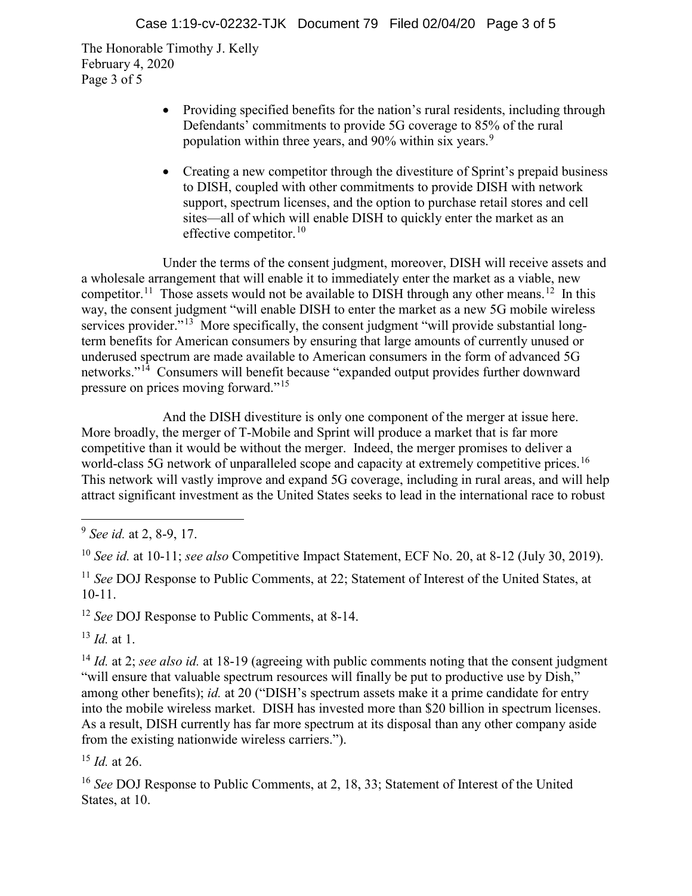The Honorable Timothy J. Kelly
February 4, 2020
Page 3 of 5

- Providing specified benefits for the nation's rural residents, including through Defendants' commitments to provide 5G coverage to 85% of the rural population within three years, and 90% within six years.[9]

- Creating a new competitor through the divestiture of Sprint's prepaid business to DISH, coupled with other commitments to provide DISH with network support, spectrum licenses, and the option to purchase retail stores and cell sites—all of which will enable DISH to quickly enter the market as an effective competitor.[10]

Under the terms of the consent judgment, moreover, DISH will receive assets and a wholesale arrangement that will enable it to immediately enter the market as a viable, new competitor.[11] Those assets would not be available to DISH through any other means.[12] In this way, the consent judgment "will enable DISH to enter the market as a new 5G mobile wireless services provider."[13] More specifically, the consent judgment "will provide substantial long-term benefits for American consumers by ensuring that large amounts of currently unused or underused spectrum are made available to American consumers in the form of advanced 5G networks."[14] Consumers will benefit because "expanded output provides further downward pressure on prices moving forward."[15]

And the DISH divestiture is only one component of the merger at issue here. More broadly, the merger of T-Mobile and Sprint will produce a market that is far more competitive than it would be without the merger. Indeed, the merger promises to deliver a world-class 5G network of unparalleled scope and capacity at extremely competitive prices.[16] This network will vastly improve and expand 5G coverage, including in rural areas, and will help attract significant investment as the United States seeks to lead in the international race to robust

---

[9] *See id.* at 2, 8-9, 17.

[10] *See id.* at 10-11; *see also* Competitive Impact Statement, ECF No. 20, at 8-12 (July 30, 2019).

[11] *See* DOJ Response to Public Comments, at 22; Statement of Interest of the United States, at 10-11.

[12] *See* DOJ Response to Public Comments, at 8-14.

[13] *Id.* at 1.

[14] *Id.* at 2; *see also id.* at 18-19 (agreeing with public comments noting that the consent judgment "will ensure that valuable spectrum resources will finally be put to productive use by Dish," among other benefits); *id.* at 20 ("DISH's spectrum assets make it a prime candidate for entry into the mobile wireless market. DISH has invested more than $20 billion in spectrum licenses. As a result, DISH currently has far more spectrum at its disposal than any other company aside from the existing nationwide wireless carriers.").

[15] *Id.* at 26.

[16] *See* DOJ Response to Public Comments, at 2, 18, 33; Statement of Interest of the United States, at 10.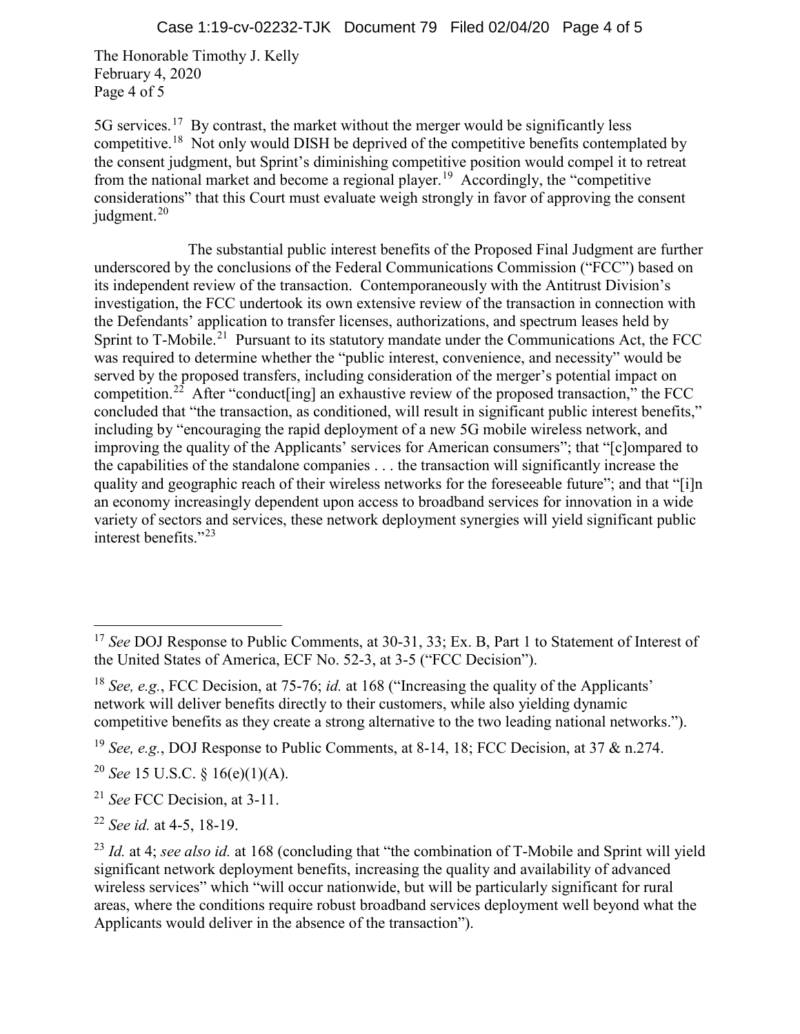The Honorable Timothy J. Kelly
February 4, 2020
Page 4 of 5

5G services.[17] By contrast, the market without the merger would be significantly less competitive.[18] Not only would DISH be deprived of the competitive benefits contemplated by the consent judgment, but Sprint's diminishing competitive position would compel it to retreat from the national market and become a regional player.[19] Accordingly, the "competitive considerations" that this Court must evaluate weigh strongly in favor of approving the consent judgment.[20]

The substantial public interest benefits of the Proposed Final Judgment are further underscored by the conclusions of the Federal Communications Commission ("FCC") based on its independent review of the transaction. Contemporaneously with the Antitrust Division's investigation, the FCC undertook its own extensive review of the transaction in connection with the Defendants' application to transfer licenses, authorizations, and spectrum leases held by Sprint to T-Mobile.[21] Pursuant to its statutory mandate under the Communications Act, the FCC was required to determine whether the "public interest, convenience, and necessity" would be served by the proposed transfers, including consideration of the merger's potential impact on competition.[22] After "conduct[ing] an exhaustive review of the proposed transaction," the FCC concluded that "the transaction, as conditioned, will result in significant public interest benefits," including by "encouraging the rapid deployment of a new 5G mobile wireless network, and improving the quality of the Applicants' services for American consumers"; that "[c]ompared to the capabilities of the standalone companies . . . the transaction will significantly increase the quality and geographic reach of their wireless networks for the foreseeable future"; and that "[i]n an economy increasingly dependent upon access to broadband services for innovation in a wide variety of sectors and services, these network deployment synergies will yield significant public interest benefits."[23]

---

[17] *See* DOJ Response to Public Comments, at 30-31, 33; Ex. B, Part 1 to Statement of Interest of the United States of America, ECF No. 52-3, at 3-5 ("FCC Decision").

[18] *See, e.g.*, FCC Decision, at 75-76; *id.* at 168 ("Increasing the quality of the Applicants' network will deliver benefits directly to their customers, while also yielding dynamic competitive benefits as they create a strong alternative to the two leading national networks.").

[19] *See, e.g.*, DOJ Response to Public Comments, at 8-14, 18; FCC Decision, at 37 & n.274.

[20] *See* 15 U.S.C. § 16(e)(1)(A).

[21] *See* FCC Decision, at 3-11.

[22] *See id.* at 4-5, 18-19.

[23] *Id.* at 4; *see also id.* at 168 (concluding that "the combination of T-Mobile and Sprint will yield significant network deployment benefits, increasing the quality and availability of advanced wireless services" which "will occur nationwide, but will be particularly significant for rural areas, where the conditions require robust broadband services deployment well beyond what the Applicants would deliver in the absence of the transaction").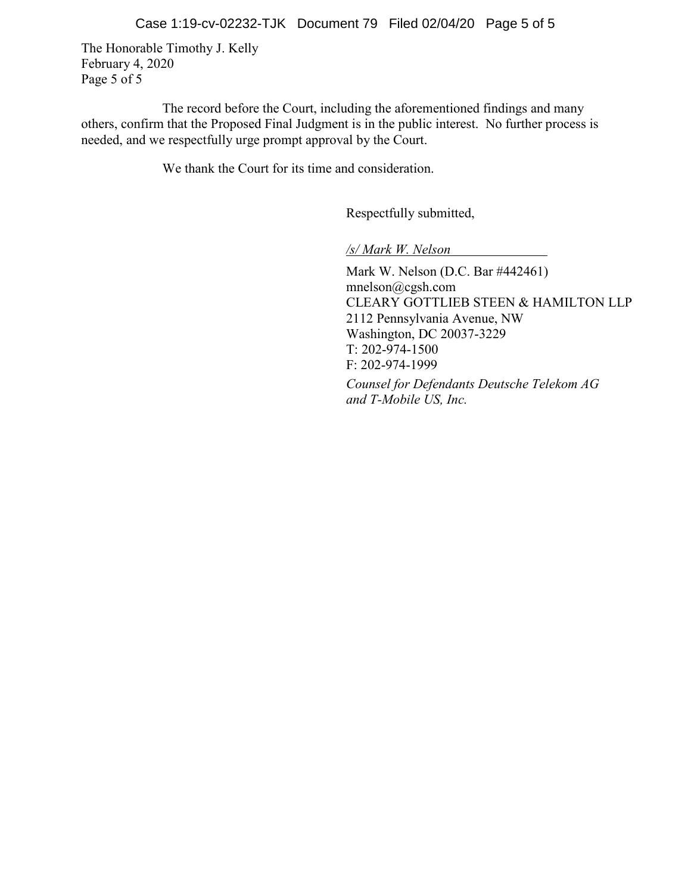The Honorable Timothy J. Kelly
February 4, 2020
Page 5 of 5

The record before the Court, including the aforementioned findings and many others, confirm that the Proposed Final Judgment is in the public interest. No further process is needed, and we respectfully urge prompt approval by the Court.

We thank the Court for its time and consideration.

Respectfully submitted,

*/s/ Mark W. Nelson*

Mark W. Nelson (D.C. Bar #442461)
mnelson@cgsh.com
CLEARY GOTTLIEB STEEN & HAMILTON LLP
2112 Pennsylvania Avenue, NW
Washington, DC 20037-3229
T: 202-974-1500
F: 202-974-1999

*Counsel for Defendants Deutsche Telekom AG and T-Mobile US, Inc.*